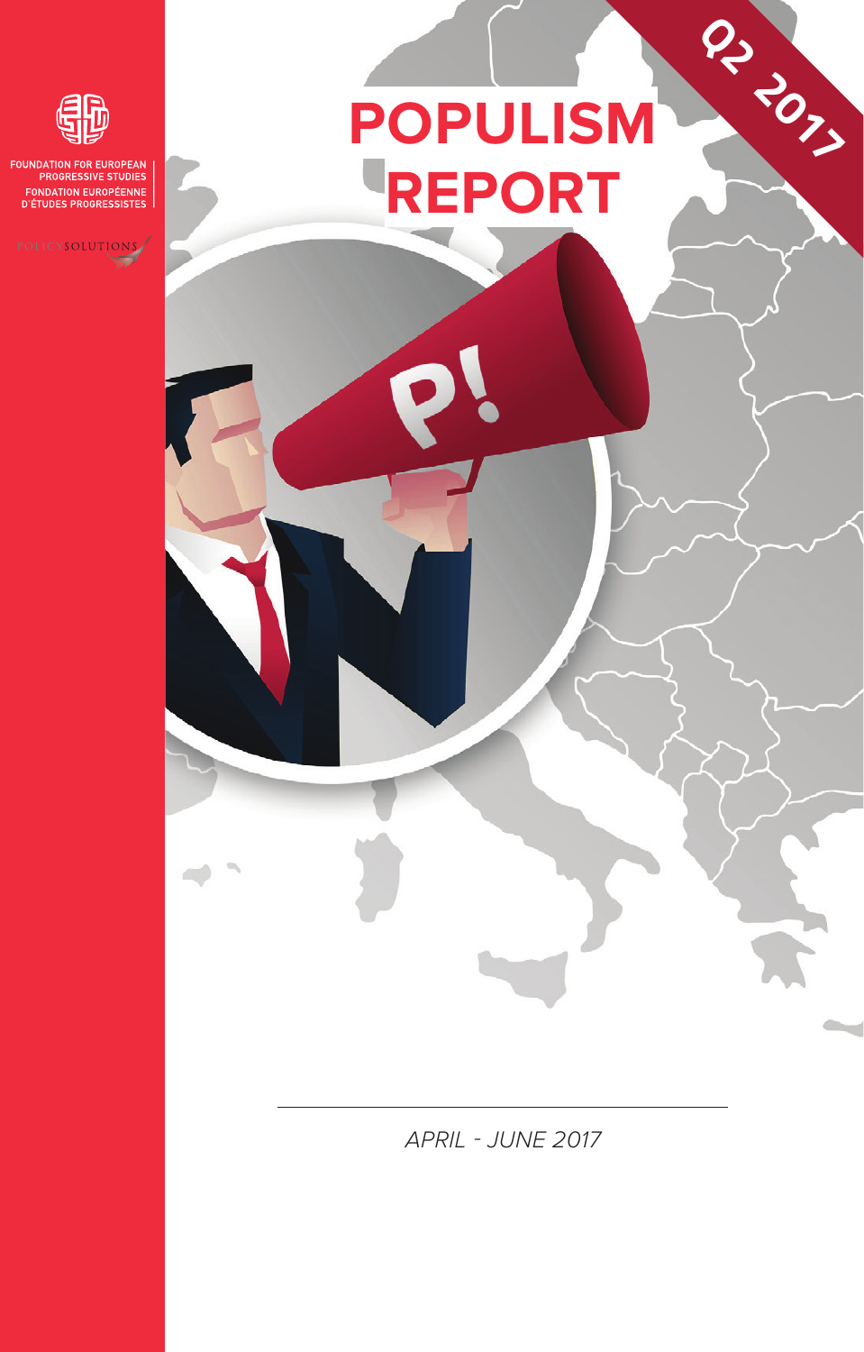FOUNDATION FOR EUROPEAN PROGRESSIVE STUDIES
FONDATION EUROPÉENNE D'ÉTUDES PROGRESSISTES

POLICY SOLUTIONS

Q2 2017

# POPULISM REPORT

*APRIL - JUNE 2017*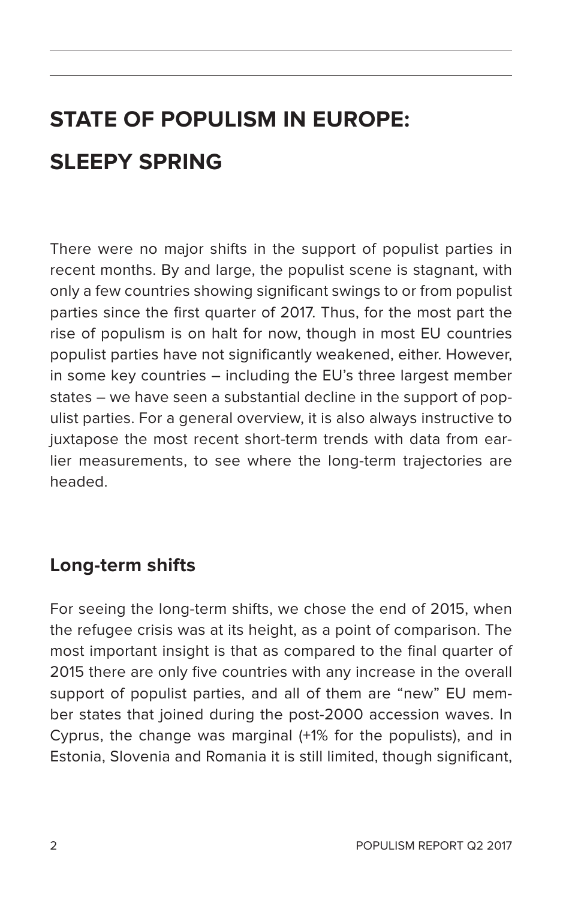# STATE OF POPULISM IN EUROPE: SLEEPY SPRING

There were no major shifts in the support of populist parties in recent months. By and large, the populist scene is stagnant, with only a few countries showing significant swings to or from populist parties since the first quarter of 2017. Thus, for the most part the rise of populism is on halt for now, though in most EU countries populist parties have not significantly weakened, either. However, in some key countries – including the EU's three largest member states – we have seen a substantial decline in the support of populist parties. For a general overview, it is also always instructive to juxtapose the most recent short-term trends with data from earlier measurements, to see where the long-term trajectories are headed.

## Long-term shifts

For seeing the long-term shifts, we chose the end of 2015, when the refugee crisis was at its height, as a point of comparison. The most important insight is that as compared to the final quarter of 2015 there are only five countries with any increase in the overall support of populist parties, and all of them are "new" EU member states that joined during the post-2000 accession waves. In Cyprus, the change was marginal (+1% for the populists), and in Estonia, Slovenia and Romania it is still limited, though significant,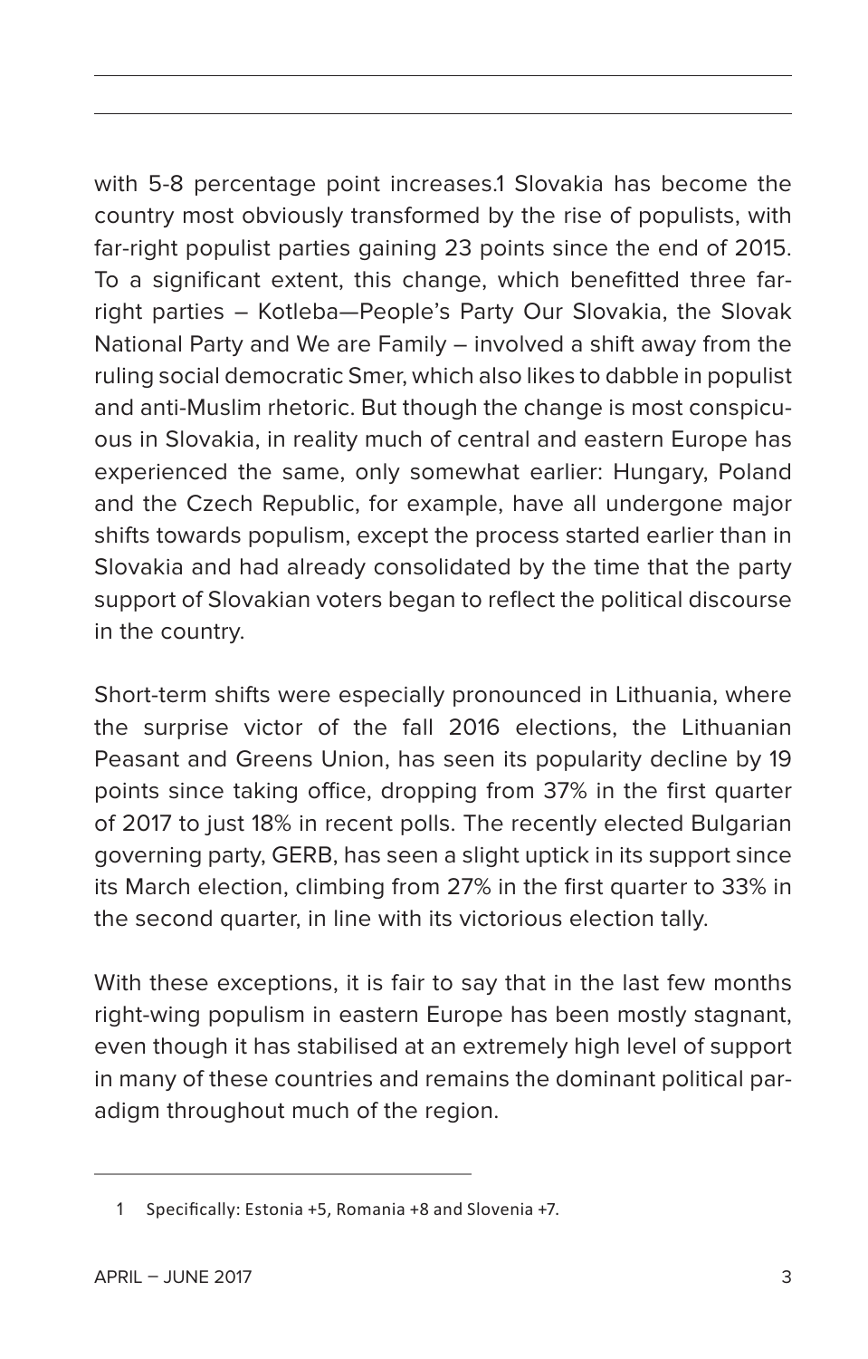with 5-8 percentage point increases.[1] Slovakia has become the country most obviously transformed by the rise of populists, with far-right populist parties gaining 23 points since the end of 2015. To a significant extent, this change, which benefitted three far-right parties – Kotleba—People's Party Our Slovakia, the Slovak National Party and We are Family – involved a shift away from the ruling social democratic Smer, which also likes to dabble in populist and anti-Muslim rhetoric. But though the change is most conspicuous in Slovakia, in reality much of central and eastern Europe has experienced the same, only somewhat earlier: Hungary, Poland and the Czech Republic, for example, have all undergone major shifts towards populism, except the process started earlier than in Slovakia and had already consolidated by the time that the party support of Slovakian voters began to reflect the political discourse in the country.

Short-term shifts were especially pronounced in Lithuania, where the surprise victor of the fall 2016 elections, the Lithuanian Peasant and Greens Union, has seen its popularity decline by 19 points since taking office, dropping from 37% in the first quarter of 2017 to just 18% in recent polls. The recently elected Bulgarian governing party, GERB, has seen a slight uptick in its support since its March election, climbing from 27% in the first quarter to 33% in the second quarter, in line with its victorious election tally.

With these exceptions, it is fair to say that in the last few months right-wing populism in eastern Europe has been mostly stagnant, even though it has stabilised at an extremely high level of support in many of these countries and remains the dominant political paradigm throughout much of the region.

---

1 Specifically: Estonia +5, Romania +8 and Slovenia +7.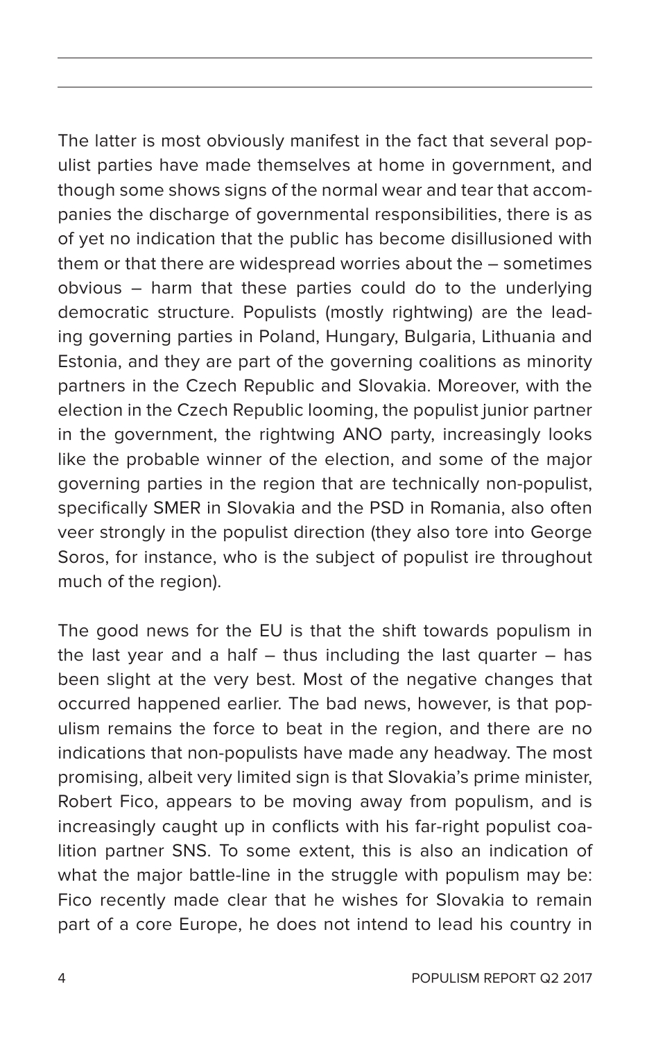The latter is most obviously manifest in the fact that several populist parties have made themselves at home in government, and though some shows signs of the normal wear and tear that accompanies the discharge of governmental responsibilities, there is as of yet no indication that the public has become disillusioned with them or that there are widespread worries about the – sometimes obvious – harm that these parties could do to the underlying democratic structure. Populists (mostly rightwing) are the leading governing parties in Poland, Hungary, Bulgaria, Lithuania and Estonia, and they are part of the governing coalitions as minority partners in the Czech Republic and Slovakia. Moreover, with the election in the Czech Republic looming, the populist junior partner in the government, the rightwing ANO party, increasingly looks like the probable winner of the election, and some of the major governing parties in the region that are technically non-populist, specifically SMER in Slovakia and the PSD in Romania, also often veer strongly in the populist direction (they also tore into George Soros, for instance, who is the subject of populist ire throughout much of the region).

The good news for the EU is that the shift towards populism in the last year and a half – thus including the last quarter – has been slight at the very best. Most of the negative changes that occurred happened earlier. The bad news, however, is that populism remains the force to beat in the region, and there are no indications that non-populists have made any headway. The most promising, albeit very limited sign is that Slovakia's prime minister, Robert Fico, appears to be moving away from populism, and is increasingly caught up in conflicts with his far-right populist coalition partner SNS. To some extent, this is also an indication of what the major battle-line in the struggle with populism may be: Fico recently made clear that he wishes for Slovakia to remain part of a core Europe, he does not intend to lead his country in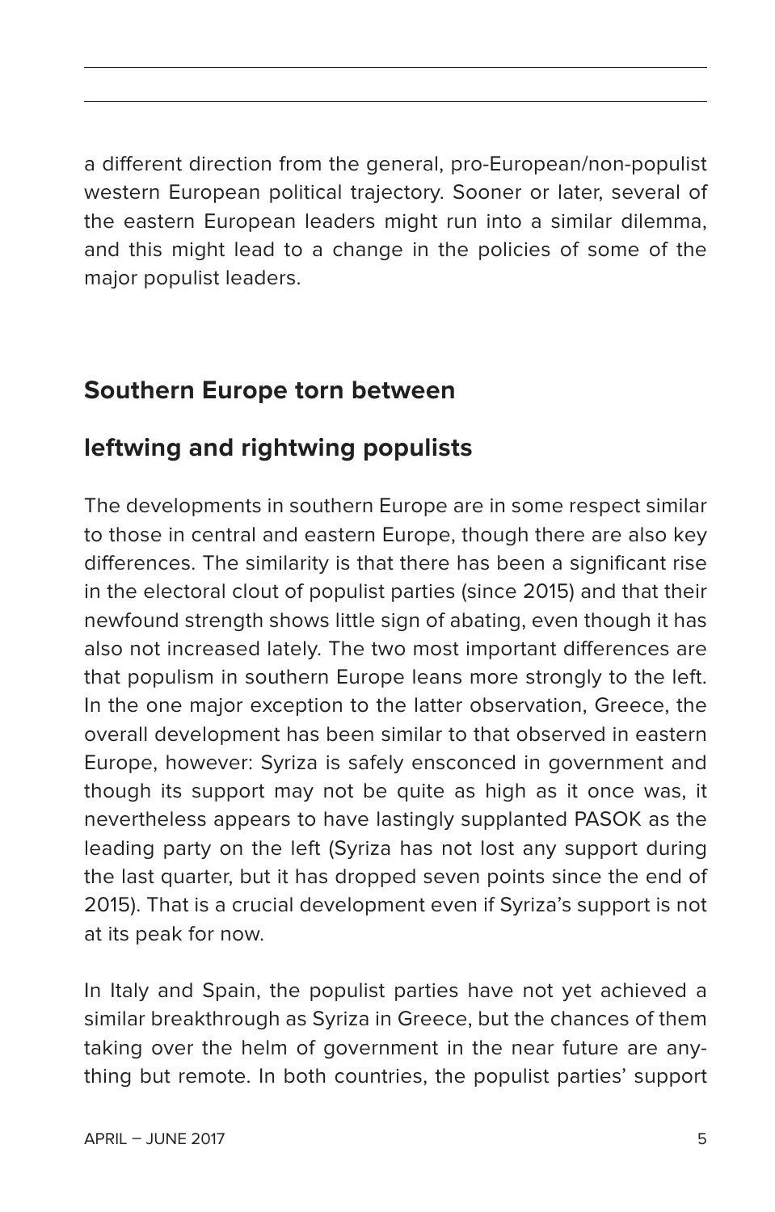a different direction from the general, pro-European/non-populist western European political trajectory. Sooner or later, several of the eastern European leaders might run into a similar dilemma, and this might lead to a change in the policies of some of the major populist leaders.

## Southern Europe torn between leftwing and rightwing populists

The developments in southern Europe are in some respect similar to those in central and eastern Europe, though there are also key differences. The similarity is that there has been a significant rise in the electoral clout of populist parties (since 2015) and that their newfound strength shows little sign of abating, even though it has also not increased lately. The two most important differences are that populism in southern Europe leans more strongly to the left. In the one major exception to the latter observation, Greece, the overall development has been similar to that observed in eastern Europe, however: Syriza is safely ensconced in government and though its support may not be quite as high as it once was, it nevertheless appears to have lastingly supplanted PASOK as the leading party on the left (Syriza has not lost any support during the last quarter, but it has dropped seven points since the end of 2015). That is a crucial development even if Syriza's support is not at its peak for now.

In Italy and Spain, the populist parties have not yet achieved a similar breakthrough as Syriza in Greece, but the chances of them taking over the helm of government in the near future are anything but remote. In both countries, the populist parties' support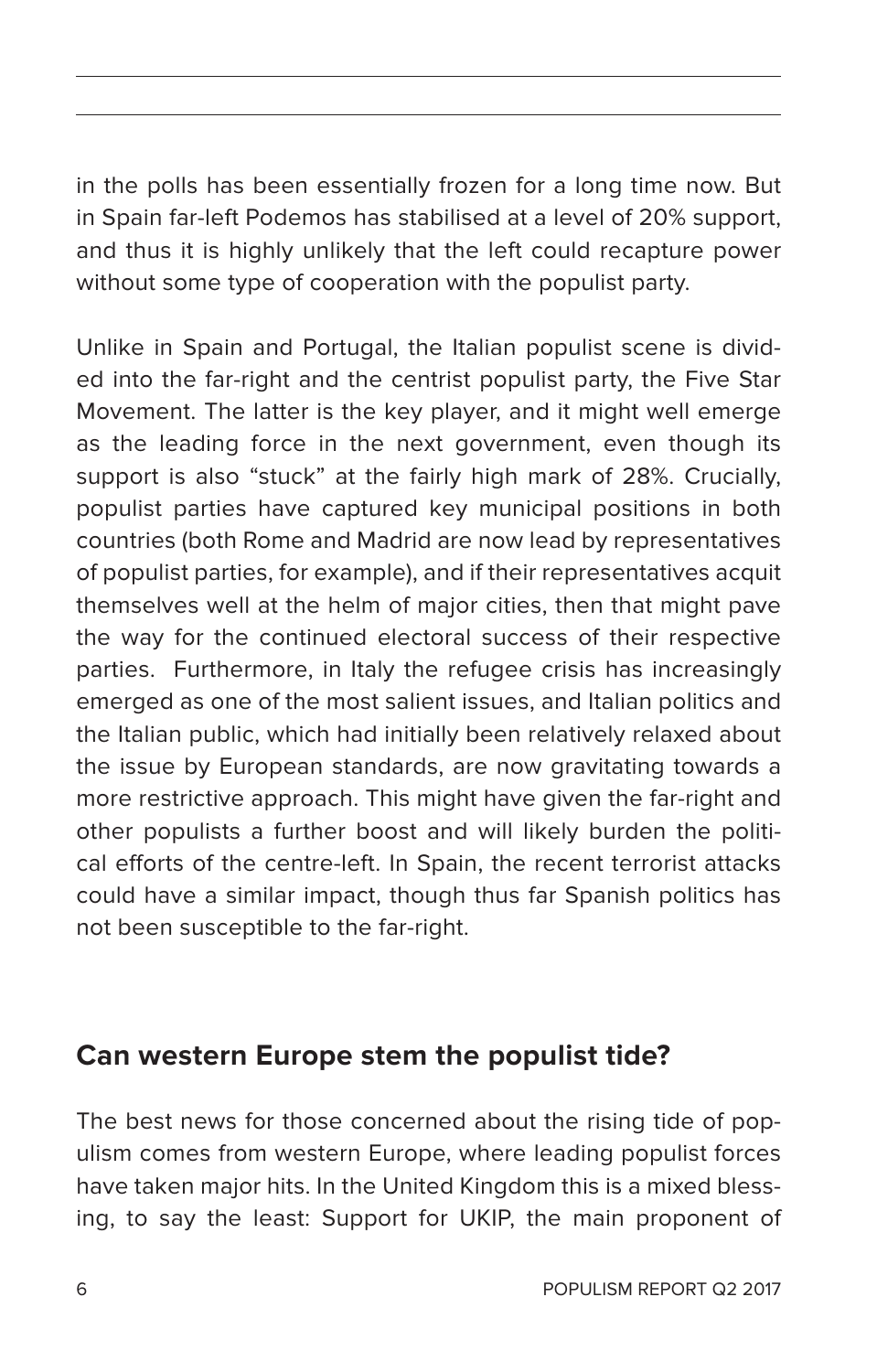in the polls has been essentially frozen for a long time now. But in Spain far-left Podemos has stabilised at a level of 20% support, and thus it is highly unlikely that the left could recapture power without some type of cooperation with the populist party.

Unlike in Spain and Portugal, the Italian populist scene is divided into the far-right and the centrist populist party, the Five Star Movement. The latter is the key player, and it might well emerge as the leading force in the next government, even though its support is also "stuck" at the fairly high mark of 28%. Crucially, populist parties have captured key municipal positions in both countries (both Rome and Madrid are now lead by representatives of populist parties, for example), and if their representatives acquit themselves well at the helm of major cities, then that might pave the way for the continued electoral success of their respective parties. Furthermore, in Italy the refugee crisis has increasingly emerged as one of the most salient issues, and Italian politics and the Italian public, which had initially been relatively relaxed about the issue by European standards, are now gravitating towards a more restrictive approach. This might have given the far-right and other populists a further boost and will likely burden the political efforts of the centre-left. In Spain, the recent terrorist attacks could have a similar impact, though thus far Spanish politics has not been susceptible to the far-right.

## Can western Europe stem the populist tide?

The best news for those concerned about the rising tide of populism comes from western Europe, where leading populist forces have taken major hits. In the United Kingdom this is a mixed blessing, to say the least: Support for UKIP, the main proponent of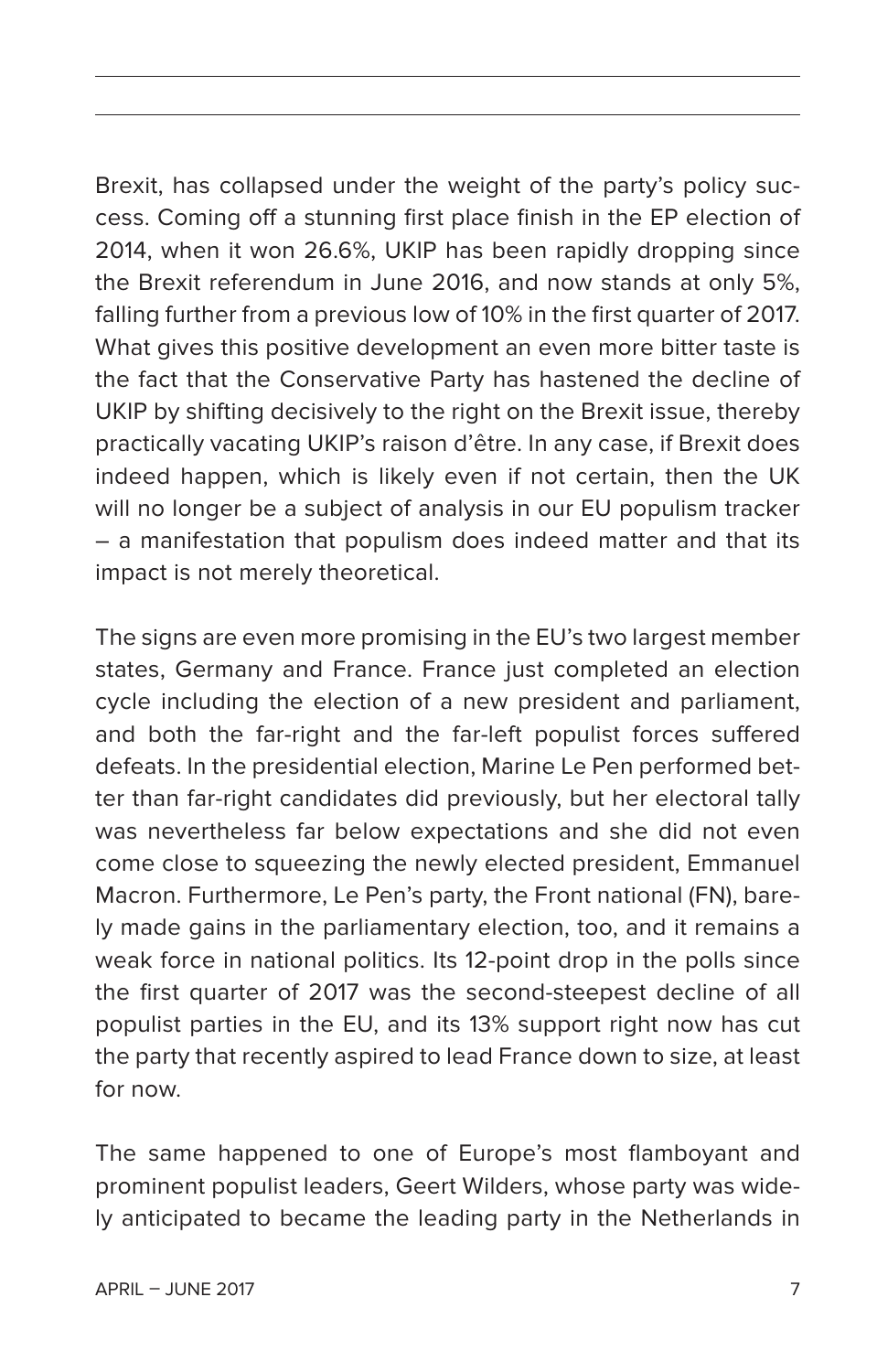Brexit, has collapsed under the weight of the party's policy success. Coming off a stunning first place finish in the EP election of 2014, when it won 26.6%, UKIP has been rapidly dropping since the Brexit referendum in June 2016, and now stands at only 5%, falling further from a previous low of 10% in the first quarter of 2017. What gives this positive development an even more bitter taste is the fact that the Conservative Party has hastened the decline of UKIP by shifting decisively to the right on the Brexit issue, thereby practically vacating UKIP's raison d'être. In any case, if Brexit does indeed happen, which is likely even if not certain, then the UK will no longer be a subject of analysis in our EU populism tracker – a manifestation that populism does indeed matter and that its impact is not merely theoretical.

The signs are even more promising in the EU's two largest member states, Germany and France. France just completed an election cycle including the election of a new president and parliament, and both the far-right and the far-left populist forces suffered defeats. In the presidential election, Marine Le Pen performed better than far-right candidates did previously, but her electoral tally was nevertheless far below expectations and she did not even come close to squeezing the newly elected president, Emmanuel Macron. Furthermore, Le Pen's party, the Front national (FN), barely made gains in the parliamentary election, too, and it remains a weak force in national politics. Its 12-point drop in the polls since the first quarter of 2017 was the second-steepest decline of all populist parties in the EU, and its 13% support right now has cut the party that recently aspired to lead France down to size, at least for now.

The same happened to one of Europe's most flamboyant and prominent populist leaders, Geert Wilders, whose party was widely anticipated to became the leading party in the Netherlands in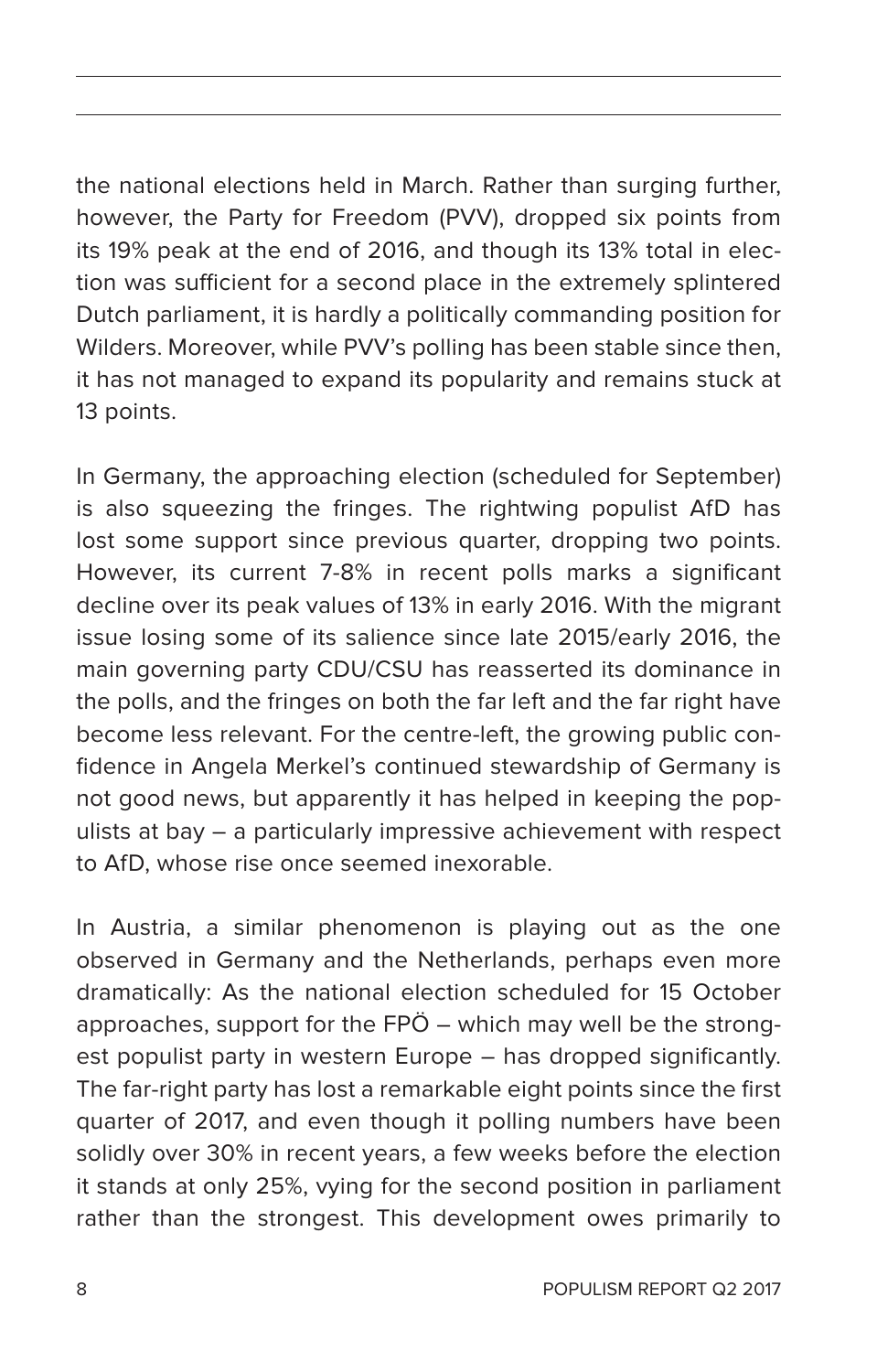the national elections held in March. Rather than surging further, however, the Party for Freedom (PVV), dropped six points from its 19% peak at the end of 2016, and though its 13% total in election was sufficient for a second place in the extremely splintered Dutch parliament, it is hardly a politically commanding position for Wilders. Moreover, while PVV's polling has been stable since then, it has not managed to expand its popularity and remains stuck at 13 points.

In Germany, the approaching election (scheduled for September) is also squeezing the fringes. The rightwing populist AfD has lost some support since previous quarter, dropping two points. However, its current 7-8% in recent polls marks a significant decline over its peak values of 13% in early 2016. With the migrant issue losing some of its salience since late 2015/early 2016, the main governing party CDU/CSU has reasserted its dominance in the polls, and the fringes on both the far left and the far right have become less relevant. For the centre-left, the growing public confidence in Angela Merkel's continued stewardship of Germany is not good news, but apparently it has helped in keeping the populists at bay – a particularly impressive achievement with respect to AfD, whose rise once seemed inexorable.

In Austria, a similar phenomenon is playing out as the one observed in Germany and the Netherlands, perhaps even more dramatically: As the national election scheduled for 15 October approaches, support for the FPÖ – which may well be the strongest populist party in western Europe – has dropped significantly. The far-right party has lost a remarkable eight points since the first quarter of 2017, and even though it polling numbers have been solidly over 30% in recent years, a few weeks before the election it stands at only 25%, vying for the second position in parliament rather than the strongest. This development owes primarily to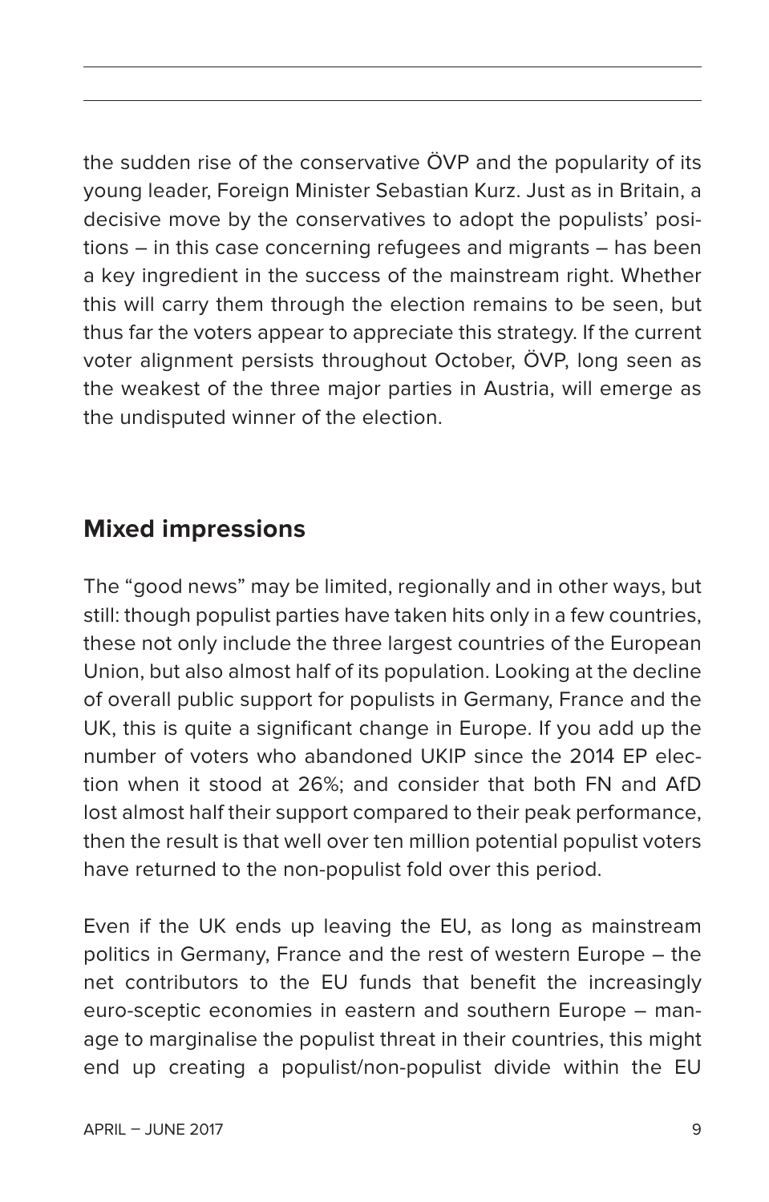the sudden rise of the conservative ÖVP and the popularity of its young leader, Foreign Minister Sebastian Kurz. Just as in Britain, a decisive move by the conservatives to adopt the populists' positions – in this case concerning refugees and migrants – has been a key ingredient in the success of the mainstream right. Whether this will carry them through the election remains to be seen, but thus far the voters appear to appreciate this strategy. If the current voter alignment persists throughout October, ÖVP, long seen as the weakest of the three major parties in Austria, will emerge as the undisputed winner of the election.

## Mixed impressions

The "good news" may be limited, regionally and in other ways, but still: though populist parties have taken hits only in a few countries, these not only include the three largest countries of the European Union, but also almost half of its population. Looking at the decline of overall public support for populists in Germany, France and the UK, this is quite a significant change in Europe. If you add up the number of voters who abandoned UKIP since the 2014 EP election when it stood at 26%; and consider that both FN and AfD lost almost half their support compared to their peak performance, then the result is that well over ten million potential populist voters have returned to the non-populist fold over this period.

Even if the UK ends up leaving the EU, as long as mainstream politics in Germany, France and the rest of western Europe – the net contributors to the EU funds that benefit the increasingly euro-sceptic economies in eastern and southern Europe – manage to marginalise the populist threat in their countries, this might end up creating a populist/non-populist divide within the EU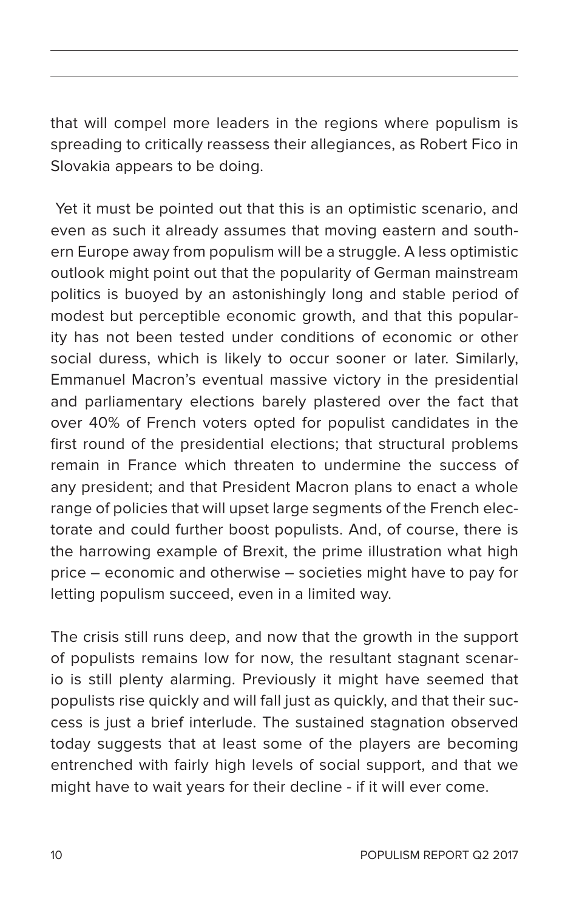that will compel more leaders in the regions where populism is spreading to critically reassess their allegiances, as Robert Fico in Slovakia appears to be doing.

Yet it must be pointed out that this is an optimistic scenario, and even as such it already assumes that moving eastern and southern Europe away from populism will be a struggle. A less optimistic outlook might point out that the popularity of German mainstream politics is buoyed by an astonishingly long and stable period of modest but perceptible economic growth, and that this popularity has not been tested under conditions of economic or other social duress, which is likely to occur sooner or later. Similarly, Emmanuel Macron's eventual massive victory in the presidential and parliamentary elections barely plastered over the fact that over 40% of French voters opted for populist candidates in the first round of the presidential elections; that structural problems remain in France which threaten to undermine the success of any president; and that President Macron plans to enact a whole range of policies that will upset large segments of the French electorate and could further boost populists. And, of course, there is the harrowing example of Brexit, the prime illustration what high price – economic and otherwise – societies might have to pay for letting populism succeed, even in a limited way.

The crisis still runs deep, and now that the growth in the support of populists remains low for now, the resultant stagnant scenario is still plenty alarming. Previously it might have seemed that populists rise quickly and will fall just as quickly, and that their success is just a brief interlude. The sustained stagnation observed today suggests that at least some of the players are becoming entrenched with fairly high levels of social support, and that we might have to wait years for their decline - if it will ever come.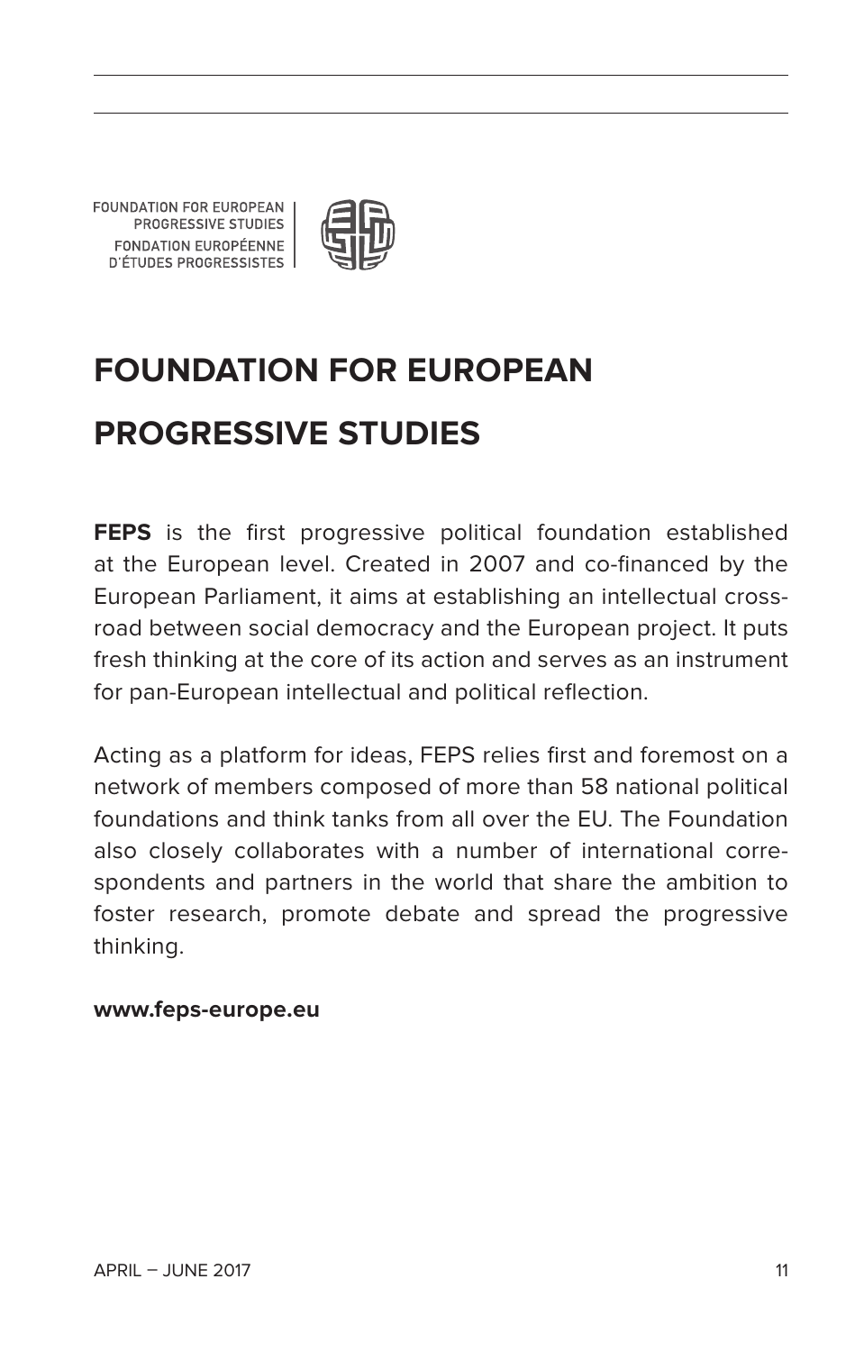FOUNDATION FOR EUROPEAN PROGRESSIVE STUDIES
FONDATION EUROPÉENNE D'ÉTUDES PROGRESSISTES

# FOUNDATION FOR EUROPEAN PROGRESSIVE STUDIES

**FEPS** is the first progressive political foundation established at the European level. Created in 2007 and co-financed by the European Parliament, it aims at establishing an intellectual crossroad between social democracy and the European project. It puts fresh thinking at the core of its action and serves as an instrument for pan-European intellectual and political reflection.

Acting as a platform for ideas, FEPS relies first and foremost on a network of members composed of more than 58 national political foundations and think tanks from all over the EU. The Foundation also closely collaborates with a number of international correspondents and partners in the world that share the ambition to foster research, promote debate and spread the progressive thinking.

**www.feps-europe.eu**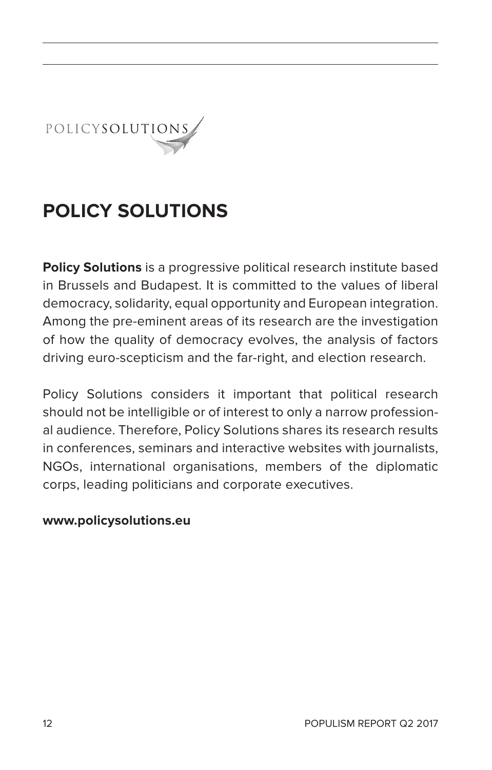# POLICY SOLUTIONS

**Policy Solutions** is a progressive political research institute based in Brussels and Budapest. It is committed to the values of liberal democracy, solidarity, equal opportunity and European integration. Among the pre-eminent areas of its research are the investigation of how the quality of democracy evolves, the analysis of factors driving euro-scepticism and the far-right, and election research.

Policy Solutions considers it important that political research should not be intelligible or of interest to only a narrow professional audience. Therefore, Policy Solutions shares its research results in conferences, seminars and interactive websites with journalists, NGOs, international organisations, members of the diplomatic corps, leading politicians and corporate executives.

**www.policysolutions.eu**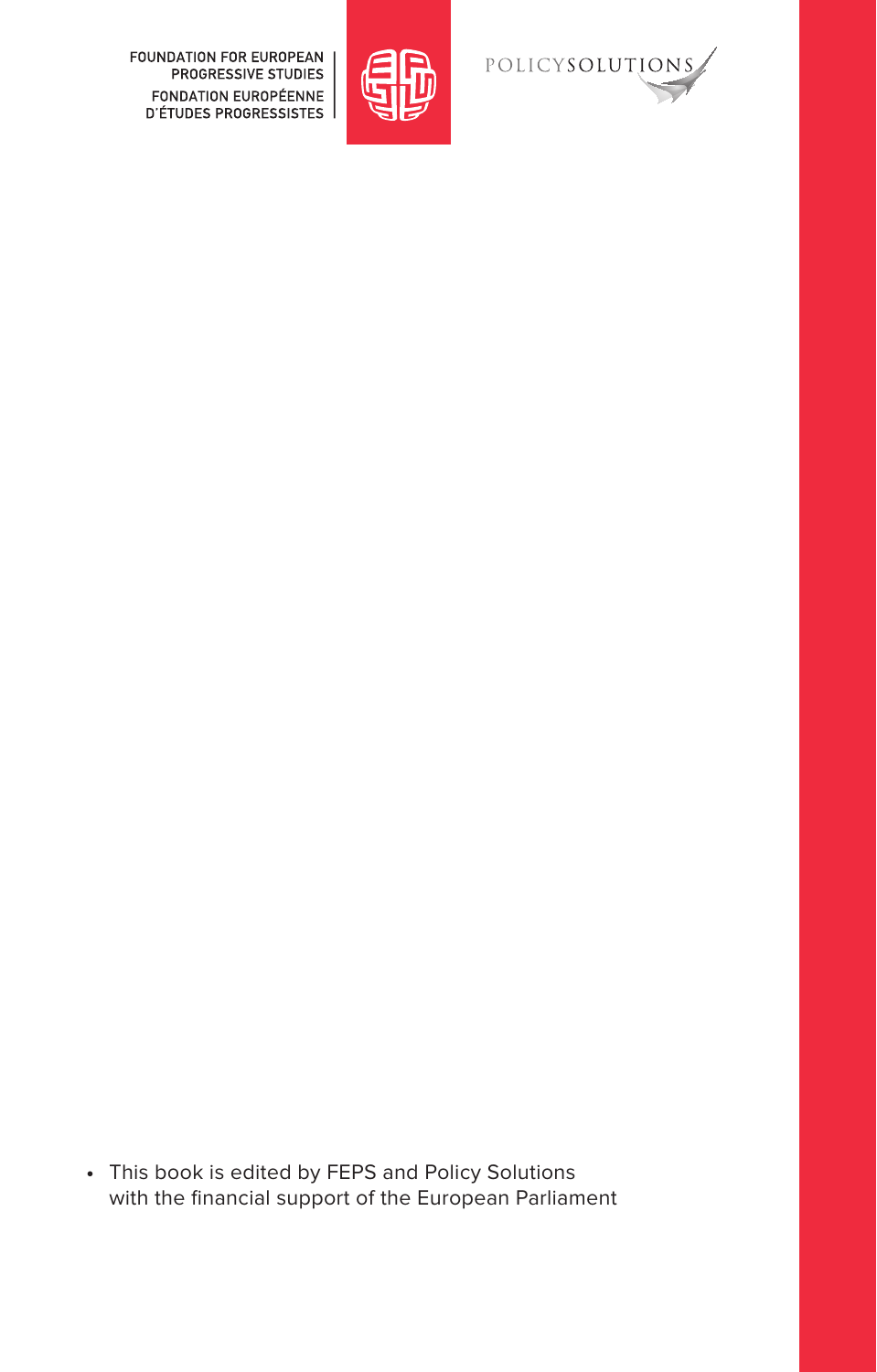FOUNDATION FOR EUROPEAN PROGRESSIVE STUDIES
FONDATION EUROPÉENNE D'ÉTUDES PROGRESSISTES

POLICYSOLUTIONS

- This book is edited by FEPS and Policy Solutions with the financial support of the European Parliament